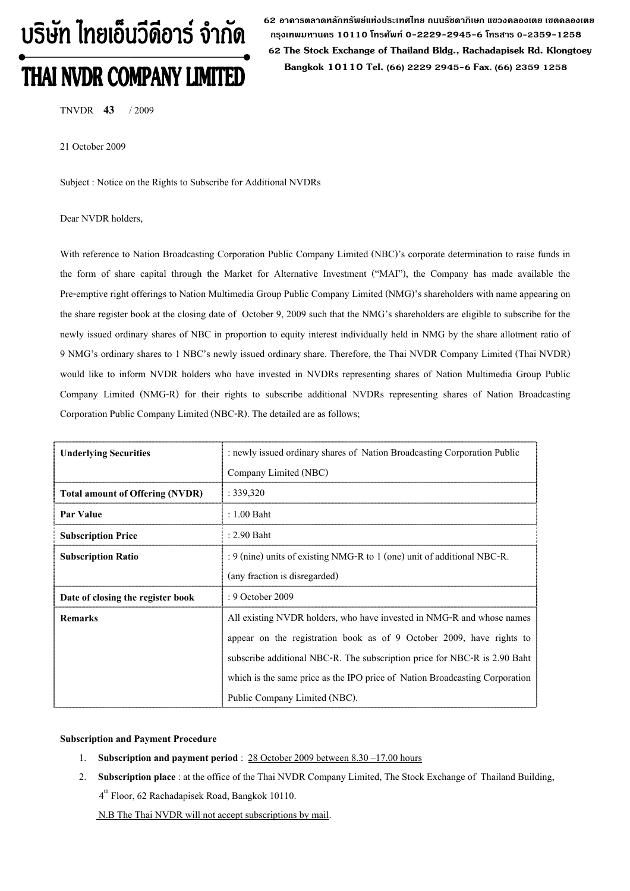บริษัท ไทยเอ็นวีดีอาร์ จำกัด
THAI NVDR COMPANY LIMITED

62 อาคารตลาดหลักทรัพย์แห่งประเทศไทย ถนนรัชดาภิเษก แขวงคลองเตย เขตคลองเตย กรุงเทพมหานคร 10110 โทรศัพท์ 0-2229-2945-6 โทรสาร 0-2359-1258
62 The Stock Exchange of Thailand Bldg., Rachadapisek Rd. Klongtoey Bangkok 10110 Tel. (66) 2229 2945-6 Fax. (66) 2359 1258

TNVDR **43** / 2009

21 October 2009

Subject : Notice on the Rights to Subscribe for Additional NVDRs

Dear NVDR holders,

With reference to Nation Broadcasting Corporation Public Company Limited (NBC)'s corporate determination to raise funds in the form of share capital through the Market for Alternative Investment ("MAI"), the Company has made available the Pre-emptive right offerings to Nation Multimedia Group Public Company Limited (NMG)'s shareholders with name appearing on the share register book at the closing date of October 9, 2009 such that the NMG's shareholders are eligible to subscribe for the newly issued ordinary shares of NBC in proportion to equity interest individually held in NMG by the share allotment ratio of 9 NMG's ordinary shares to 1 NBC's newly issued ordinary share. Therefore, the Thai NVDR Company Limited (Thai NVDR) would like to inform NVDR holders who have invested in NVDRs representing shares of Nation Multimedia Group Public Company Limited (NMG-R) for their rights to subscribe additional NVDRs representing shares of Nation Broadcasting Corporation Public Company Limited (NBC-R). The detailed are as follows;

| | |
|---|---|
| **Underlying Securities** | : newly issued ordinary shares of Nation Broadcasting Corporation Public Company Limited (NBC) |
| **Total amount of Offering (NVDR)** | : 339,320 |
| **Par Value** | : 1.00 Baht |
| **Subscription Price** | : 2.90 Baht |
| **Subscription Ratio** | : 9 (nine) units of existing NMG-R to 1 (one) unit of additional NBC-R. (any fraction is disregarded) |
| **Date of closing the register book** | : 9 October 2009 |
| **Remarks** | All existing NVDR holders, who have invested in NMG-R and whose names appear on the registration book as of 9 October 2009, have rights to subscribe additional NBC-R. The subscription price for NBC-R is 2.90 Baht which is the same price as the IPO price of Nation Broadcasting Corporation Public Company Limited (NBC). |

**Subscription and Payment Procedure**

1. **Subscription and payment period** : 28 October 2009 between 8.30 –17.00 hours
2. **Subscription place** : at the office of the Thai NVDR Company Limited, The Stock Exchange of Thailand Building, 4th Floor, 62 Rachadapisek Road, Bangkok 10110.

   N.B The Thai NVDR will not accept subscriptions by mail.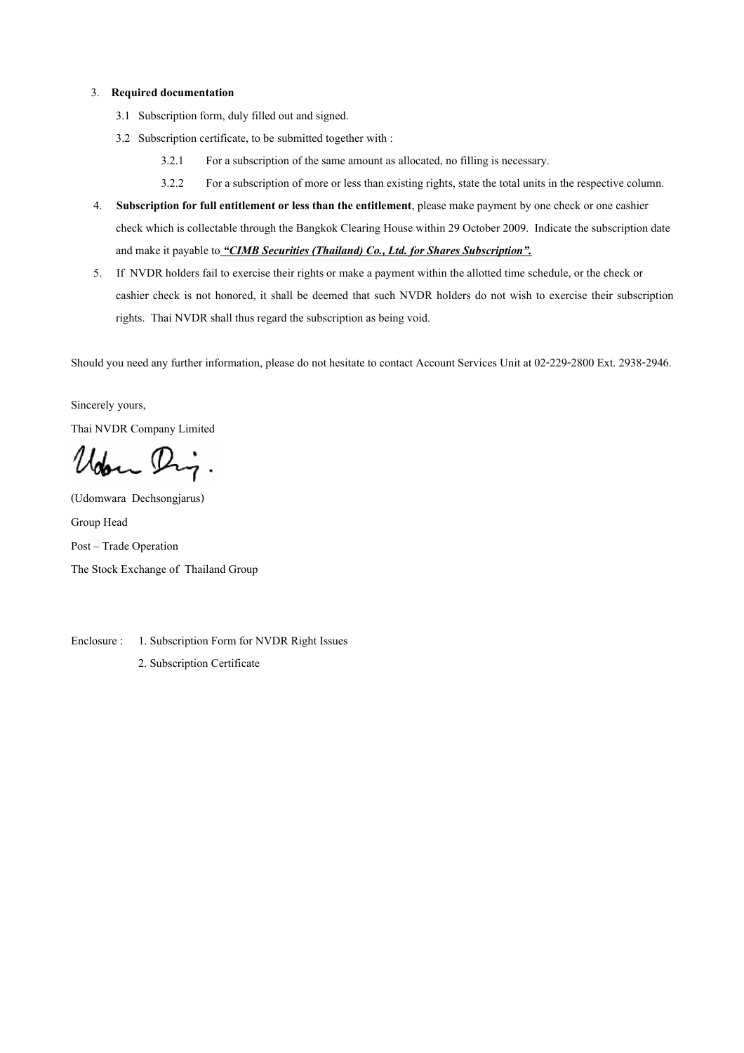3. **Required documentation**

   3.1 Subscription form, duly filled out and signed.

   3.2 Subscription certificate, to be submitted together with :

      3.2.1 For a subscription of the same amount as allocated, no filling is necessary.

      3.2.2 For a subscription of more or less than existing rights, state the total units in the respective column.

4. **Subscription for full entitlement or less than the entitlement**, please make payment by one check or one cashier check which is collectable through the Bangkok Clearing House within 29 October 2009. Indicate the subscription date and make it payable to ***"CIMB Securities (Thailand) Co., Ltd. for Shares Subscription".***

5. If NVDR holders fail to exercise their rights or make a payment within the allotted time schedule, or the check or cashier check is not honored, it shall be deemed that such NVDR holders do not wish to exercise their subscription rights. Thai NVDR shall thus regard the subscription as being void.

Should you need any further information, please do not hesitate to contact Account Services Unit at 02-229-2800 Ext. 2938-2946.

Sincerely yours,

Thai NVDR Company Limited

(Udomwara Dechsongjarus)

Group Head

Post – Trade Operation

The Stock Exchange of Thailand Group

Enclosure : 1. Subscription Form for NVDR Right Issues

2. Subscription Certificate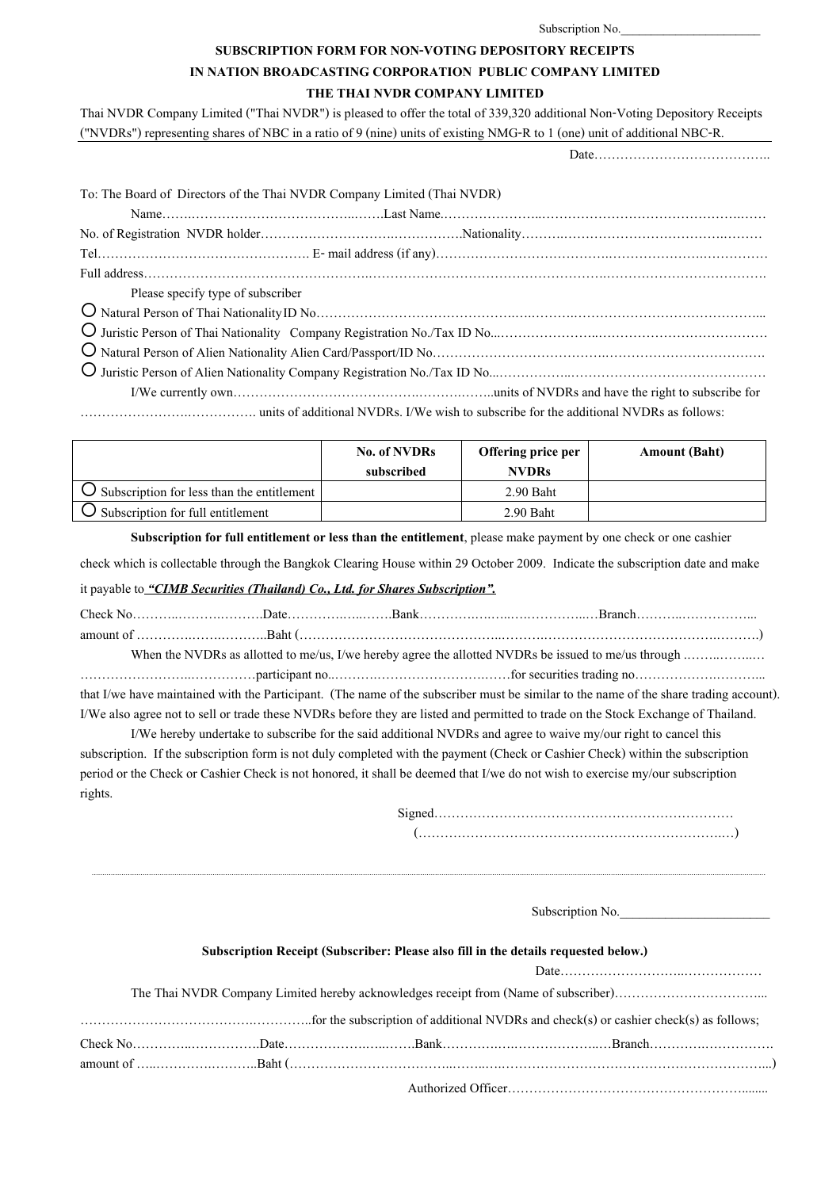Subscription No.\_\_\_\_\_\_\_\_\_\_\_\_\_\_\_\_\_\_\_\_\_\_\_

**SUBSCRIPTION FORM FOR NON-VOTING DEPOSITORY RECEIPTS**

**IN NATION BROADCASTING CORPORATION PUBLIC COMPANY LIMITED**

**THE THAI NVDR COMPANY LIMITED**

Thai NVDR Company Limited ("Thai NVDR") is pleased to offer the total of 339,320 additional Non-Voting Depository Receipts ("NVDRs") representing shares of NBC in a ratio of 9 (nine) units of existing NMG-R to 1 (one) unit of additional NBC-R.

Date…………………………………..

To: The Board of Directors of the Thai NVDR Company Limited (Thai NVDR)

Name…….………………………………..…….Last Name.…………………..…………………………………….……

No. of Registration NVDR holder……………………………….…………….Nationality……….…………………………….………

Tel…………………………………………. E- mail address (if any)…………………………………….……………….……………

Full address…………………………………………….………………………………………………….…………………………….

Please specify type of subscriber

○ Natural Person of Thai Nationality ID No……………………………………….…….……….……………………………………...

○ Juristic Person of Thai Nationality Company Registration No./Tax ID No...…………………..…………………………………

○ Natural Person of Alien Nationality Alien Card/Passport/ID No……………………………….………………………………….

○ Juristic Person of Alien Nationality Company Registration No./Tax ID No...……………..………………………………………

I/We currently own……………………………………….……….……..units of NVDRs and have the right to subscribe for

……………………….……………. units of additional NVDRs. I/We wish to subscribe for the additional NVDRs as follows:

| | No. of NVDRs subscribed | Offering price per NVDRs | Amount (Baht) |
|---|---|---|---|
| ○ Subscription for less than the entitlement | | 2.90 Baht | |
| ○ Subscription for full entitlement | | 2.90 Baht | |

**Subscription for full entitlement or less than the entitlement**, please make payment by one check or one cashier check which is collectable through the Bangkok Clearing House within 29 October 2009. Indicate the subscription date and make it payable to ***"CIMB Securities (Thailand) Co., Ltd. for Shares Subscription".***

Check No………..…….…….……Date……………..…..…….Bank……….….……..………….…Branch………..……………...

amount of ………….…….……….Baht (…………………………………………..……….……………………………….……….)

When the NVDRs as allotted to me/us, I/we hereby agree the allotted NVDRs be issued to me/us through ……..……..…

……………………..……………participant no..……….…………………….……for securities trading no…………….………...

that I/we have maintained with the Participant. (The name of the subscriber must be similar to the name of the share trading account). I/We also agree not to sell or trade these NVDRs before they are listed and permitted to trade on the Stock Exchange of Thailand.

I/We hereby undertake to subscribe for the said additional NVDRs and agree to waive my/our right to cancel this subscription. If the subscription form is not duly completed with the payment (Check or Cashier Check) within the subscription period or the Check or Cashier Check is not honored, it shall be deemed that I/we do not wish to exercise my/our subscription rights.

Signed……………………………………………………………

(…………………………………………………………….…)

---

Subscription No.\_\_\_\_\_\_\_\_\_\_\_\_\_\_\_\_\_\_\_\_\_\_

**Subscription Receipt (Subscriber: Please also fill in the details requested below.)**

Date………………………..………………

The Thai NVDR Company Limited hereby acknowledges receipt from (Name of subscriber)……………………………...

…………………………………….………..for the subscription of additional NVDRs and check(s) or cashier check(s) as follows;

Check No…………..……………Date……………….…..…….Bank…………….…………….…Branch………….…………….

amount of …..……….……….Baht (……………………………..……..……………………………………………………...)

Authorized Officer……………………………………………….......